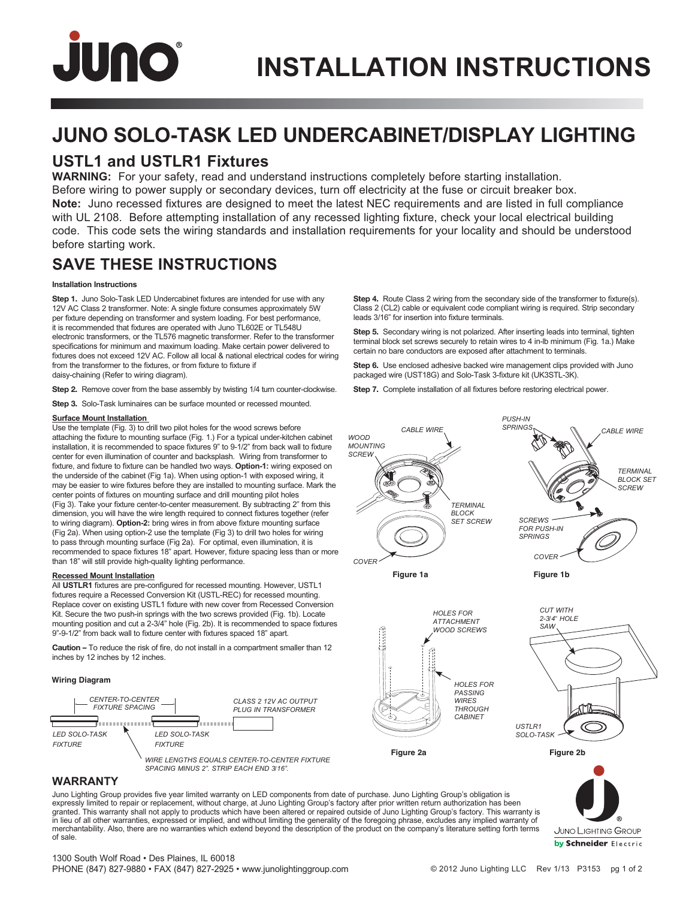# INSTALLATION INSTRUCTIONS

## JUNO SOLO-TASK LED UNDERCABINET/DISPLAY LIGHTING

### USTL1 and USTLR1 Fixtures

**WARNING:** For your safety, read and understand instructions completely before starting installation. Before wiring to power supply or secondary devices, turn off electricity at the fuse or circuit breaker box.

**Note:** Juno recessed fixtures are designed to meet the latest NEC requirements and are listed in full compliance with UL 2108. Before attempting installation of any recessed lighting fixture, check your local electrical building code. This code sets the wiring standards and installation requirements for your locality and should be understood before starting work.

## SAVE THESE INSTRUCTIONS

**Installation Instructions**

**Step 1.** Juno Solo-Task LED Undercabinet fixtures are intended for use with any 12V AC Class 2 transformer. Note: A single fixture consumes approximately 5W per fixture depending on transformer and system loading. For best performance, it is recommended that fixtures are operated with Juno TL602E or TL548U electronic transformers, or the TL576 magnetic transformer. Refer to the transformer specifications for minimum and maximum loading. Make certain power delivered to fixtures does not exceed 12V AC. Follow all local & national electrical codes for wiring from the transformer to the fixtures, or from fixture to fixture if daisy-chaining (Refer to wiring diagram).

**Step 2.** Remove cover from the base assembly by twisting 1/4 turn counter-clockwise.

**Step 3.** Solo-Task luminaires can be surface mounted or recessed mounted.

**Surface Mount Installation**

Use the template (Fig. 3) to drill two pilot holes for the wood screws before attaching the fixture to mounting surface (Fig. 1.) For a typical under-kitchen cabinet installation, it is recommended to space fixtures 9" to 9-1/2" from back wall to fixture center for even illumination of counter and backsplash. Wiring from transformer to fixture, and fixture to fixture can be handled two ways. **Option-1:** wiring exposed on the underside of the cabinet (Fig 1a). When using option-1 with exposed wiring, it may be easier to wire fixtures before they are installed to mounting surface. Mark the center points of fixtures on mounting surface and drill mounting pilot holes (Fig 3). Take your fixture center-to-center measurement. By subtracting 2" from this dimension, you will have the wire length required to connect fixtures together (refer to wiring diagram). **Option-2:** bring wires in from above fixture mounting surface (Fig 2a). When using option-2 use the template (Fig 3) to drill two holes for wiring to pass through mounting surface (Fig 2a). For optimal, even illumination, it is recommended to space fixtures 18" apart. However, fixture spacing less than or more than 18" will still provide high-quality lighting performance.

**Recessed Mount Installation**

All **USTLR1** fixtures are pre-configured for recessed mounting. However, USTL1 fixtures require a Recessed Conversion Kit (USTL-REC) for recessed mounting. Replace cover on existing USTL1 fixture with new cover from Recessed Conversion Kit. Secure the two push-in springs with the two screws provided (Fig. 1b). Locate mounting position and cut a 2-3/4" hole (Fig. 2b). It is recommended to space fixtures 9"-9-1/2" from back wall to fixture center with fixtures spaced 18" apart.

**Caution –** To reduce the risk of fire, do not install in a compartment smaller than 12 inches by 12 inches by 12 inches.

**Wiring Diagram**

*CENTER-TO-CENTER FIXTURE SPACING*

*CLASS 2 12V AC OUTPUT PLUG IN TRANSFORMER*

*LED SOLO-TASK FIXTURE*

*LED SOLO-TASK FIXTURE*

*WIRE LENGTHS EQUALS CENTER-TO-CENTER FIXTURE SPACING MINUS 2". STRIP EACH END 3/16".*

**Step 4.** Route Class 2 wiring from the secondary side of the transformer to fixture(s). Class 2 (CL2) cable or equivalent code compliant wiring is required. Strip secondary leads 3/16" for insertion into fixture terminals.

**Step 5.** Secondary wiring is not polarized. After inserting leads into terminal, tighten terminal block set screws securely to retain wires to 4 in-lb minimum (Fig. 1a.) Make certain no bare conductors are exposed after attachment to terminals.

**Step 6.** Use enclosed adhesive backed wire management clips provided with Juno packaged wire (UST18G) and Solo-Task 3-fixture kit (UK3STL-3K).

**Step 7.** Complete installation of all fixtures before restoring electrical power.

*CABLE WIRE* · *WOOD MOUNTING SCREW* · *TERMINAL BLOCK SET SCREW* · *COVER*

Figure 1a

*PUSH-IN SPRINGS* · *CABLE WIRE* · *TERMINAL BLOCK SET SCREW* · *SCREWS FOR PUSH-IN SPRINGS* · *COVER*

Figure 1b

*HOLES FOR ATTACHMENT WOOD SCREWS* · *HOLES FOR PASSING WIRES THROUGH CABINET*

Figure 2a

*CUT WITH 2-3/4" HOLE SAW* · *USTLR1 SOLO-TASK*

Figure 2b

## WARRANTY

Juno Lighting Group provides five year limited warranty on LED components from date of purchase. Juno Lighting Group's obligation is expressly limited to repair or replacement, without charge, at Juno Lighting Group's factory after prior written return authorization has been granted. This warranty shall not apply to products which have been altered or repaired outside of Juno Lighting Group's factory. This warranty is in lieu of all other warranties, expressed or implied, and without limiting the generality of the foregoing phrase, excludes any implied warranty of merchantability. Also, there are no warranties which extend beyond the description of the product on the company's literature setting forth terms of sale.

Juno Lighting Group by Schneider Electric

1300 South Wolf Road • Des Plaines, IL 60018
PHONE (847) 827-9880 • FAX (847) 827-2925 • www.junolightinggroup.com

© 2012 Juno Lighting LLC Rev 1/13 P3153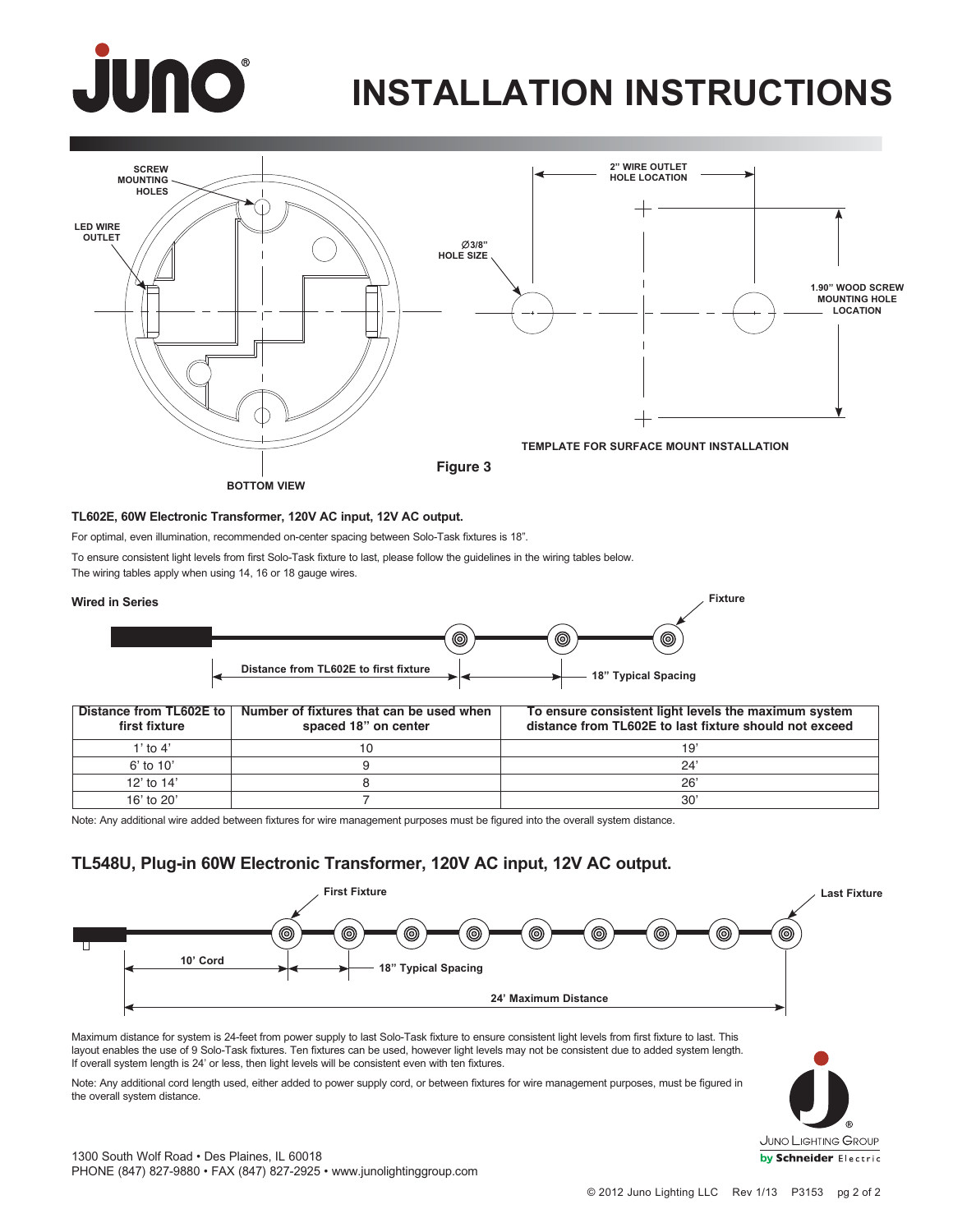# INSTALLATION INSTRUCTIONS

SCREW MOUNTING HOLES

LED WIRE OUTLET

BOTTOM VIEW

2" WIRE OUTLET HOLE LOCATION

∅3/8" HOLE SIZE

1.90" WOOD SCREW MOUNTING HOLE LOCATION

TEMPLATE FOR SURFACE MOUNT INSTALLATION

**Figure 3**

**TL602E, 60W Electronic Transformer, 120V AC input, 12V AC output.**

For optimal, even illumination, recommended on-center spacing between Solo-Task fixtures is 18".

To ensure consistent light levels from first Solo-Task fixture to last, please follow the guidelines in the wiring tables below. The wiring tables apply when using 14, 16 or 18 gauge wires.

**Wired in Series**

Fixture

Distance from TL602E to first fixture

18" Typical Spacing

| Distance from TL602E to first fixture | Number of fixtures that can be used when spaced 18" on center | To ensure consistent light levels the maximum system distance from TL602E to last fixture should not exceed |
|---|---|---|
| 1' to 4' | 10 | 19' |
| 6' to 10' | 9 | 24' |
| 12' to 14' | 8 | 26' |
| 16' to 20' | 7 | 30' |

Note: Any additional wire added between fixtures for wire management purposes must be figured into the overall system distance.

## TL548U, Plug-in 60W Electronic Transformer, 120V AC input, 12V AC output.

First Fixture

Last Fixture

10' Cord

18" Typical Spacing

24' Maximum Distance

Maximum distance for system is 24-feet from power supply to last Solo-Task fixture to ensure consistent light levels from first fixture to last. This layout enables the use of 9 Solo-Task fixtures. Ten fixtures can be used, however light levels may not be consistent due to added system length. If overall system length is 24' or less, then light levels will be consistent even with ten fixtures.

Note: Any additional cord length used, either added to power supply cord, or between fixtures for wire management purposes, must be figured in the overall system distance.

JUNO LIGHTING GROUP by Schneider Electric

1300 South Wolf Road • Des Plaines, IL 60018
PHONE (847) 827-9880 • FAX (847) 827-2925 • www.junolightinggroup.com

© 2012 Juno Lighting LLC Rev 1/13 P3153